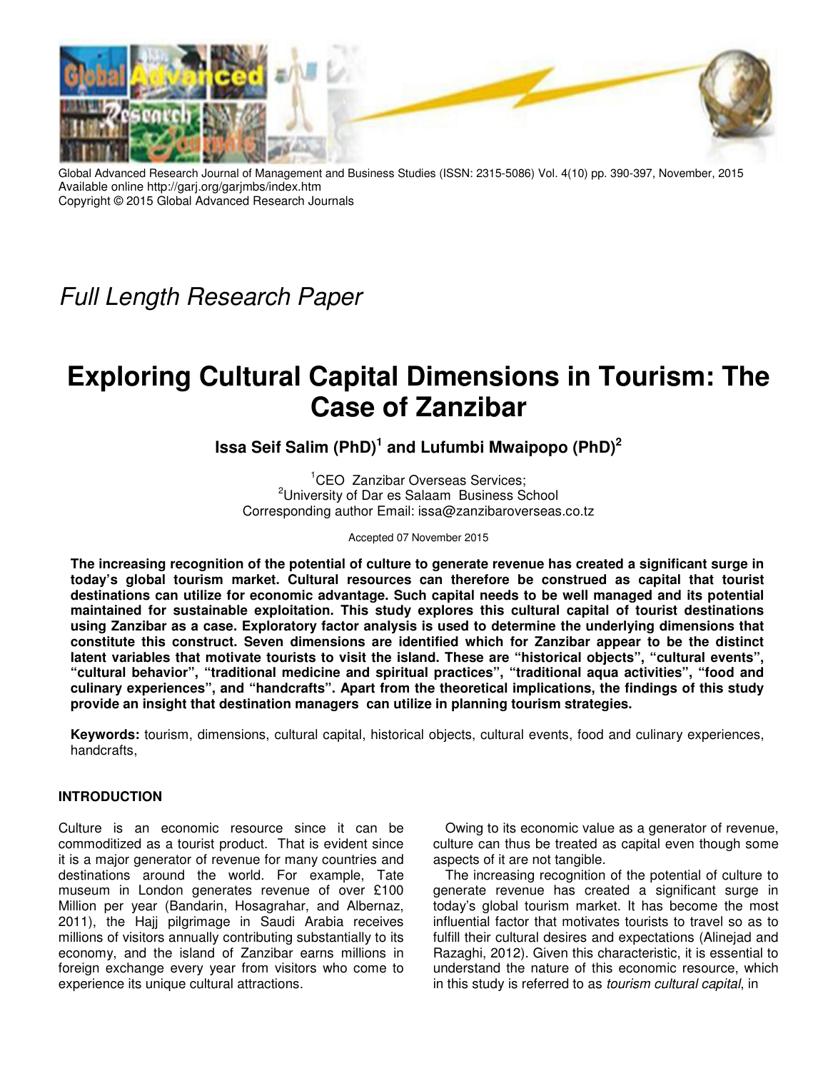Global Advanced Research Journal of Management and Business Studies (ISSN: 2315-5086) Vol. 4(10) pp. 390-397, November, 2015
Available online http://garj.org/garjmbs/index.htm
Copyright © 2015 Global Advanced Research Journals

*Full Length Research Paper*

# Exploring Cultural Capital Dimensions in Tourism: The Case of Zanzibar

**Issa Seif Salim (PhD)[1] and Lufumbi Mwaipopo (PhD)[2]**

[1]CEO Zanzibar Overseas Services;
[2]University of Dar es Salaam Business School
Corresponding author Email: issa@zanzibaroverseas.co.tz

Accepted 07 November 2015

**The increasing recognition of the potential of culture to generate revenue has created a significant surge in today's global tourism market. Cultural resources can therefore be construed as capital that tourist destinations can utilize for economic advantage. Such capital needs to be well managed and its potential maintained for sustainable exploitation. This study explores this cultural capital of tourist destinations using Zanzibar as a case. Exploratory factor analysis is used to determine the underlying dimensions that constitute this construct. Seven dimensions are identified which for Zanzibar appear to be the distinct latent variables that motivate tourists to visit the island. These are "historical objects", "cultural events", "cultural behavior", "traditional medicine and spiritual practices", "traditional aqua activities", "food and culinary experiences", and "handcrafts". Apart from the theoretical implications, the findings of this study provide an insight that destination managers can utilize in planning tourism strategies.**

**Keywords:** tourism, dimensions, cultural capital, historical objects, cultural events, food and culinary experiences, handcrafts,

## INTRODUCTION

Culture is an economic resource since it can be commoditized as a tourist product. That is evident since it is a major generator of revenue for many countries and destinations around the world. For example, Tate museum in London generates revenue of over £100 Million per year (Bandarin, Hosagrahar, and Albernaz, 2011), the Hajj pilgrimage in Saudi Arabia receives millions of visitors annually contributing substantially to its economy, and the island of Zanzibar earns millions in foreign exchange every year from visitors who come to experience its unique cultural attractions.

Owing to its economic value as a generator of revenue, culture can thus be treated as capital even though some aspects of it are not tangible.

The increasing recognition of the potential of culture to generate revenue has created a significant surge in today's global tourism market. It has become the most influential factor that motivates tourists to travel so as to fulfill their cultural desires and expectations (Alinejad and Razaghi, 2012). Given this characteristic, it is essential to understand the nature of this economic resource, which in this study is referred to as *tourism cultural capital*, in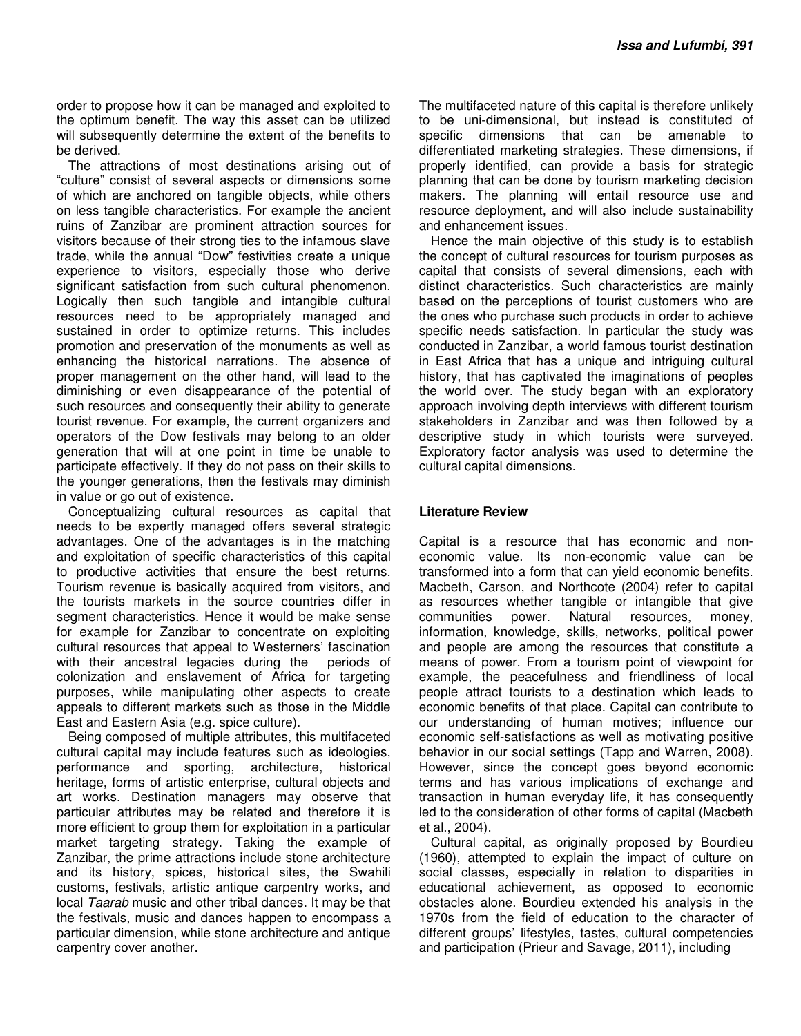order to propose how it can be managed and exploited to the optimum benefit. The way this asset can be utilized will subsequently determine the extent of the benefits to be derived.

The attractions of most destinations arising out of "culture" consist of several aspects or dimensions some of which are anchored on tangible objects, while others on less tangible characteristics. For example the ancient ruins of Zanzibar are prominent attraction sources for visitors because of their strong ties to the infamous slave trade, while the annual "Dow" festivities create a unique experience to visitors, especially those who derive significant satisfaction from such cultural phenomenon. Logically then such tangible and intangible cultural resources need to be appropriately managed and sustained in order to optimize returns. This includes promotion and preservation of the monuments as well as enhancing the historical narrations. The absence of proper management on the other hand, will lead to the diminishing or even disappearance of the potential of such resources and consequently their ability to generate tourist revenue. For example, the current organizers and operators of the Dow festivals may belong to an older generation that will at one point in time be unable to participate effectively. If they do not pass on their skills to the younger generations, then the festivals may diminish in value or go out of existence.

Conceptualizing cultural resources as capital that needs to be expertly managed offers several strategic advantages. One of the advantages is in the matching and exploitation of specific characteristics of this capital to productive activities that ensure the best returns. Tourism revenue is basically acquired from visitors, and the tourists markets in the source countries differ in segment characteristics. Hence it would be make sense for example for Zanzibar to concentrate on exploiting cultural resources that appeal to Westerners' fascination with their ancestral legacies during the periods of colonization and enslavement of Africa for targeting purposes, while manipulating other aspects to create appeals to different markets such as those in the Middle East and Eastern Asia (e.g. spice culture).

Being composed of multiple attributes, this multifaceted cultural capital may include features such as ideologies, performance and sporting, architecture, historical heritage, forms of artistic enterprise, cultural objects and art works. Destination managers may observe that particular attributes may be related and therefore it is more efficient to group them for exploitation in a particular market targeting strategy. Taking the example of Zanzibar, the prime attractions include stone architecture and its history, spices, historical sites, the Swahili customs, festivals, artistic antique carpentry works, and local *Taarab* music and other tribal dances. It may be that the festivals, music and dances happen to encompass a particular dimension, while stone architecture and antique carpentry cover another.

The multifaceted nature of this capital is therefore unlikely to be uni-dimensional, but instead is constituted of specific dimensions that can be amenable to differentiated marketing strategies. These dimensions, if properly identified, can provide a basis for strategic planning that can be done by tourism marketing decision makers. The planning will entail resource use and resource deployment, and will also include sustainability and enhancement issues.

Hence the main objective of this study is to establish the concept of cultural resources for tourism purposes as capital that consists of several dimensions, each with distinct characteristics. Such characteristics are mainly based on the perceptions of tourist customers who are the ones who purchase such products in order to achieve specific needs satisfaction. In particular the study was conducted in Zanzibar, a world famous tourist destination in East Africa that has a unique and intriguing cultural history, that has captivated the imaginations of peoples the world over. The study began with an exploratory approach involving depth interviews with different tourism stakeholders in Zanzibar and was then followed by a descriptive study in which tourists were surveyed. Exploratory factor analysis was used to determine the cultural capital dimensions.

## Literature Review

Capital is a resource that has economic and non-economic value. Its non-economic value can be transformed into a form that can yield economic benefits. Macbeth, Carson, and Northcote (2004) refer to capital as resources whether tangible or intangible that give communities power. Natural resources, money, information, knowledge, skills, networks, political power and people are among the resources that constitute a means of power. From a tourism point of viewpoint for example, the peacefulness and friendliness of local people attract tourists to a destination which leads to economic benefits of that place. Capital can contribute to our understanding of human motives; influence our economic self-satisfactions as well as motivating positive behavior in our social settings (Tapp and Warren, 2008). However, since the concept goes beyond economic terms and has various implications of exchange and transaction in human everyday life, it has consequently led to the consideration of other forms of capital (Macbeth et al., 2004).

Cultural capital, as originally proposed by Bourdieu (1960), attempted to explain the impact of culture on social classes, especially in relation to disparities in educational achievement, as opposed to economic obstacles alone. Bourdieu extended his analysis in the 1970s from the field of education to the character of different groups' lifestyles, tastes, cultural competencies and participation (Prieur and Savage, 2011), including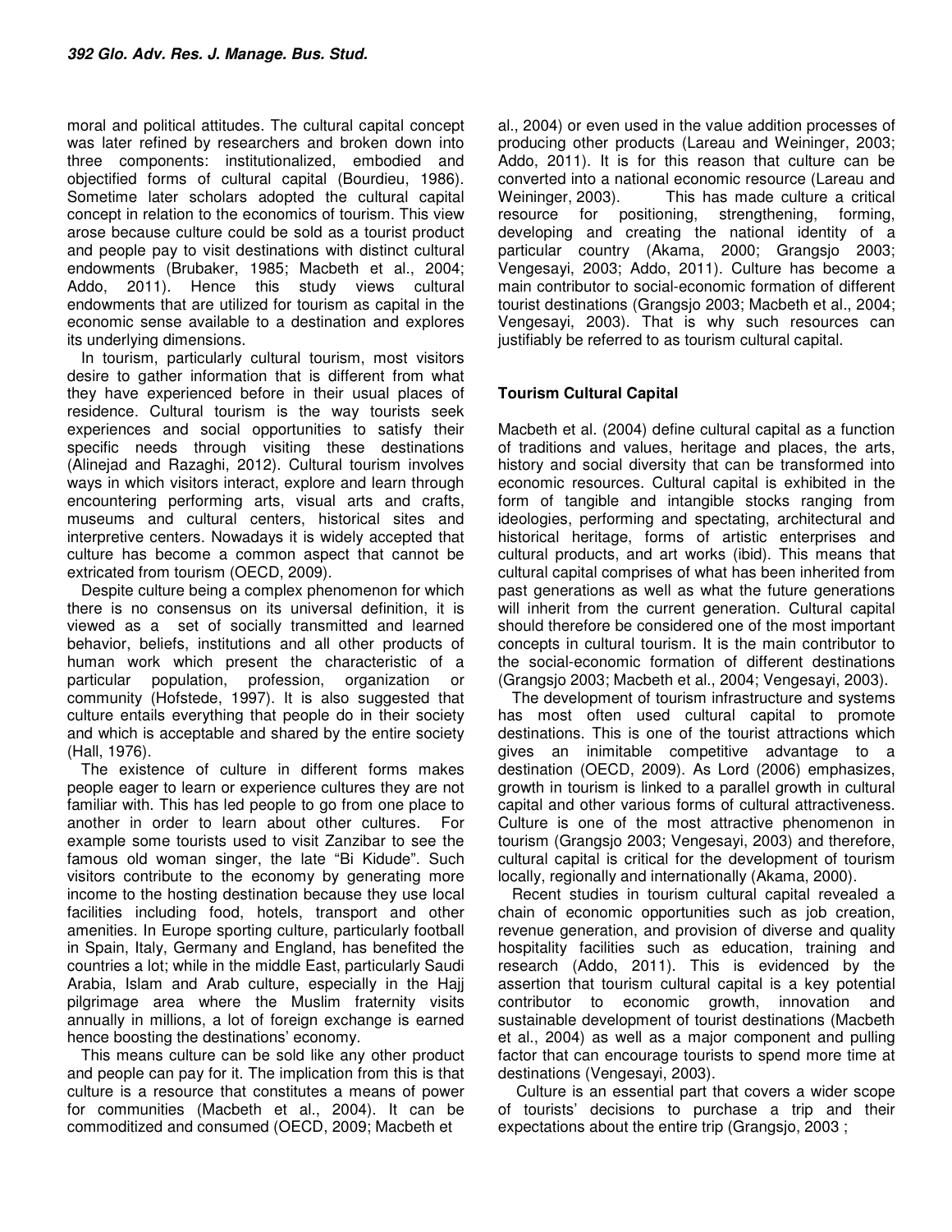moral and political attitudes. The cultural capital concept was later refined by researchers and broken down into three components: institutionalized, embodied and objectified forms of cultural capital (Bourdieu, 1986). Sometime later scholars adopted the cultural capital concept in relation to the economics of tourism. This view arose because culture could be sold as a tourist product and people pay to visit destinations with distinct cultural endowments (Brubaker, 1985; Macbeth et al., 2004; Addo, 2011). Hence this study views cultural endowments that are utilized for tourism as capital in the economic sense available to a destination and explores its underlying dimensions.

In tourism, particularly cultural tourism, most visitors desire to gather information that is different from what they have experienced before in their usual places of residence. Cultural tourism is the way tourists seek experiences and social opportunities to satisfy their specific needs through visiting these destinations (Alinejad and Razaghi, 2012). Cultural tourism involves ways in which visitors interact, explore and learn through encountering performing arts, visual arts and crafts, museums and cultural centers, historical sites and interpretive centers. Nowadays it is widely accepted that culture has become a common aspect that cannot be extricated from tourism (OECD, 2009).

Despite culture being a complex phenomenon for which there is no consensus on its universal definition, it is viewed as a set of socially transmitted and learned behavior, beliefs, institutions and all other products of human work which present the characteristic of a particular population, profession, organization or community (Hofstede, 1997). It is also suggested that culture entails everything that people do in their society and which is acceptable and shared by the entire society (Hall, 1976).

The existence of culture in different forms makes people eager to learn or experience cultures they are not familiar with. This has led people to go from one place to another in order to learn about other cultures. For example some tourists used to visit Zanzibar to see the famous old woman singer, the late "Bi Kidude". Such visitors contribute to the economy by generating more income to the hosting destination because they use local facilities including food, hotels, transport and other amenities. In Europe sporting culture, particularly football in Spain, Italy, Germany and England, has benefited the countries a lot; while in the middle East, particularly Saudi Arabia, Islam and Arab culture, especially in the Hajj pilgrimage area where the Muslim fraternity visits annually in millions, a lot of foreign exchange is earned hence boosting the destinations' economy.

This means culture can be sold like any other product and people can pay for it. The implication from this is that culture is a resource that constitutes a means of power for communities (Macbeth et al., 2004). It can be commoditized and consumed (OECD, 2009; Macbeth et al., 2004) or even used in the value addition processes of producing other products (Lareau and Weininger, 2003; Addo, 2011). It is for this reason that culture can be converted into a national economic resource (Lareau and Weininger, 2003). This has made culture a critical resource for positioning, strengthening, forming, developing and creating the national identity of a particular country (Akama, 2000; Grangsjo 2003; Vengesayi, 2003; Addo, 2011). Culture has become a main contributor to social-economic formation of different tourist destinations (Grangsjo 2003; Macbeth et al., 2004; Vengesayi, 2003). That is why such resources can justifiably be referred to as tourism cultural capital.

## Tourism Cultural Capital

Macbeth et al. (2004) define cultural capital as a function of traditions and values, heritage and places, the arts, history and social diversity that can be transformed into economic resources. Cultural capital is exhibited in the form of tangible and intangible stocks ranging from ideologies, performing and spectating, architectural and historical heritage, forms of artistic enterprises and cultural products, and art works (ibid). This means that cultural capital comprises of what has been inherited from past generations as well as what the future generations will inherit from the current generation. Cultural capital should therefore be considered one of the most important concepts in cultural tourism. It is the main contributor to the social-economic formation of different destinations (Grangsjo 2003; Macbeth et al., 2004; Vengesayi, 2003).

The development of tourism infrastructure and systems has most often used cultural capital to promote destinations. This is one of the tourist attractions which gives an inimitable competitive advantage to a destination (OECD, 2009). As Lord (2006) emphasizes, growth in tourism is linked to a parallel growth in cultural capital and other various forms of cultural attractiveness. Culture is one of the most attractive phenomenon in tourism (Grangsjo 2003; Vengesayi, 2003) and therefore, cultural capital is critical for the development of tourism locally, regionally and internationally (Akama, 2000).

Recent studies in tourism cultural capital revealed a chain of economic opportunities such as job creation, revenue generation, and provision of diverse and quality hospitality facilities such as education, training and research (Addo, 2011). This is evidenced by the assertion that tourism cultural capital is a key potential contributor to economic growth, innovation and sustainable development of tourist destinations (Macbeth et al., 2004) as well as a major component and pulling factor that can encourage tourists to spend more time at destinations (Vengesayi, 2003).

Culture is an essential part that covers a wider scope of tourists' decisions to purchase a trip and their expectations about the entire trip (Grangsjo, 2003 ;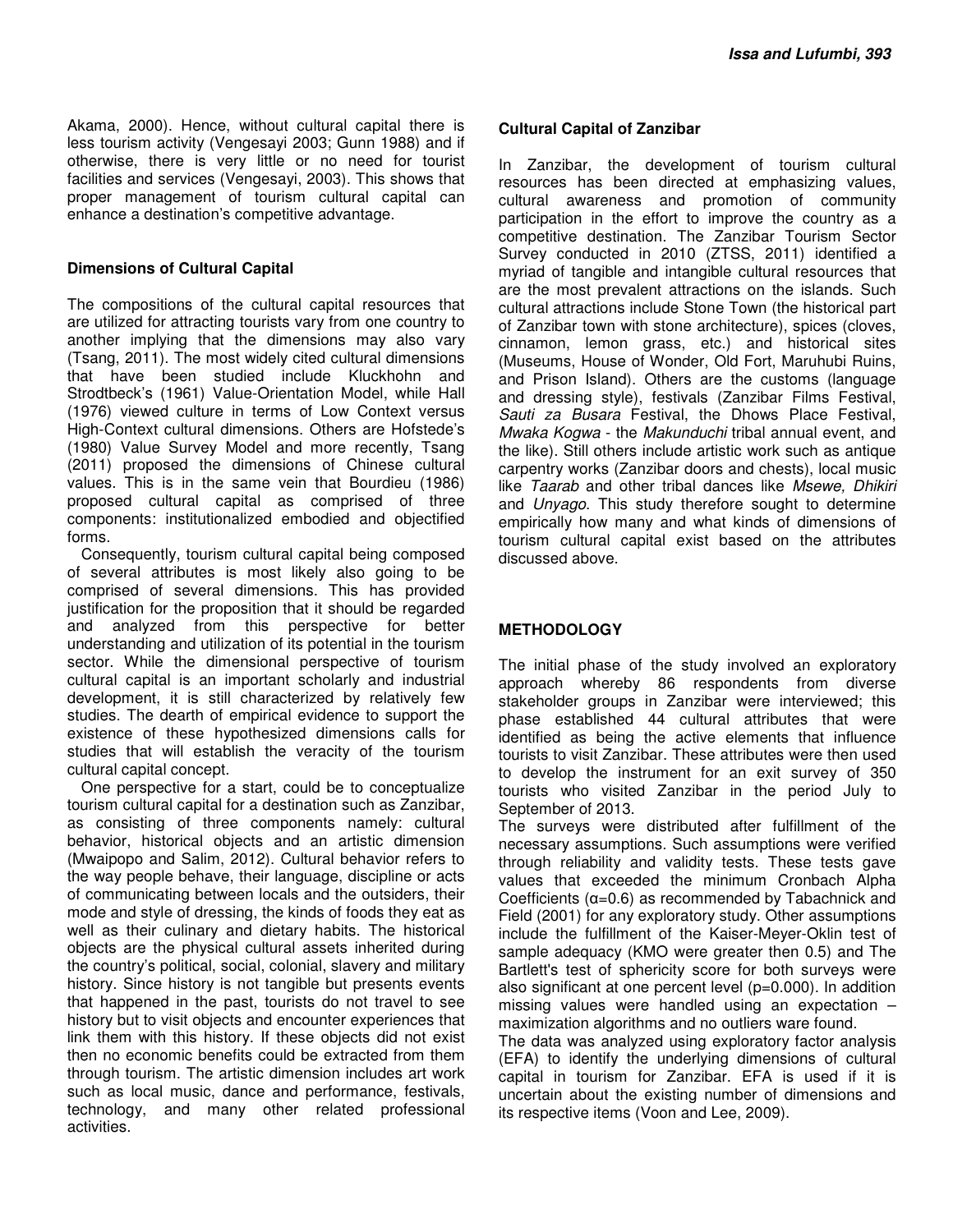Akama, 2000). Hence, without cultural capital there is less tourism activity (Vengesayi 2003; Gunn 1988) and if otherwise, there is very little or no need for tourist facilities and services (Vengesayi, 2003). This shows that proper management of tourism cultural capital can enhance a destination's competitive advantage.

### Dimensions of Cultural Capital

The compositions of the cultural capital resources that are utilized for attracting tourists vary from one country to another implying that the dimensions may also vary (Tsang, 2011). The most widely cited cultural dimensions that have been studied include Kluckhohn and Strodtbeck's (1961) Value-Orientation Model, while Hall (1976) viewed culture in terms of Low Context versus High-Context cultural dimensions. Others are Hofstede's (1980) Value Survey Model and more recently, Tsang (2011) proposed the dimensions of Chinese cultural values. This is in the same vein that Bourdieu (1986) proposed cultural capital as comprised of three components: institutionalized embodied and objectified forms.

Consequently, tourism cultural capital being composed of several attributes is most likely also going to be comprised of several dimensions. This has provided justification for the proposition that it should be regarded and analyzed from this perspective for better understanding and utilization of its potential in the tourism sector. While the dimensional perspective of tourism cultural capital is an important scholarly and industrial development, it is still characterized by relatively few studies. The dearth of empirical evidence to support the existence of these hypothesized dimensions calls for studies that will establish the veracity of the tourism cultural capital concept.

One perspective for a start, could be to conceptualize tourism cultural capital for a destination such as Zanzibar, as consisting of three components namely: cultural behavior, historical objects and an artistic dimension (Mwaipopo and Salim, 2012). Cultural behavior refers to the way people behave, their language, discipline or acts of communicating between locals and the outsiders, their mode and style of dressing, the kinds of foods they eat as well as their culinary and dietary habits. The historical objects are the physical cultural assets inherited during the country's political, social, colonial, slavery and military history. Since history is not tangible but presents events that happened in the past, tourists do not travel to see history but to visit objects and encounter experiences that link them with this history. If these objects did not exist then no economic benefits could be extracted from them through tourism. The artistic dimension includes art work such as local music, dance and performance, festivals, technology, and many other related professional activities.

### Cultural Capital of Zanzibar

In Zanzibar, the development of tourism cultural resources has been directed at emphasizing values, cultural awareness and promotion of community participation in the effort to improve the country as a competitive destination. The Zanzibar Tourism Sector Survey conducted in 2010 (ZTSS, 2011) identified a myriad of tangible and intangible cultural resources that are the most prevalent attractions on the islands. Such cultural attractions include Stone Town (the historical part of Zanzibar town with stone architecture), spices (cloves, cinnamon, lemon grass, etc.) and historical sites (Museums, House of Wonder, Old Fort, Maruhubi Ruins, and Prison Island). Others are the customs (language and dressing style), festivals (Zanzibar Films Festival, *Sauti za Busara* Festival, the Dhows Place Festival, *Mwaka Kogwa* - the *Makunduchi* tribal annual event, and the like). Still others include artistic work such as antique carpentry works (Zanzibar doors and chests), local music like *Taarab* and other tribal dances like *Msewe, Dhikiri* and *Unyago*. This study therefore sought to determine empirically how many and what kinds of dimensions of tourism cultural capital exist based on the attributes discussed above.

## METHODOLOGY

The initial phase of the study involved an exploratory approach whereby 86 respondents from diverse stakeholder groups in Zanzibar were interviewed; this phase established 44 cultural attributes that were identified as being the active elements that influence tourists to visit Zanzibar. These attributes were then used to develop the instrument for an exit survey of 350 tourists who visited Zanzibar in the period July to September of 2013.

The surveys were distributed after fulfillment of the necessary assumptions. Such assumptions were verified through reliability and validity tests. These tests gave values that exceeded the minimum Cronbach Alpha Coefficients ($\alpha$=0.6) as recommended by Tabachnick and Field (2001) for any exploratory study. Other assumptions include the fulfillment of the Kaiser-Meyer-Oklin test of sample adequacy (KMO were greater then 0.5) and The Bartlett's test of sphericity score for both surveys were also significant at one percent level (p=0.000). In addition missing values were handled using an expectation – maximization algorithms and no outliers ware found.

The data was analyzed using exploratory factor analysis (EFA) to identify the underlying dimensions of cultural capital in tourism for Zanzibar. EFA is used if it is uncertain about the existing number of dimensions and its respective items (Voon and Lee, 2009).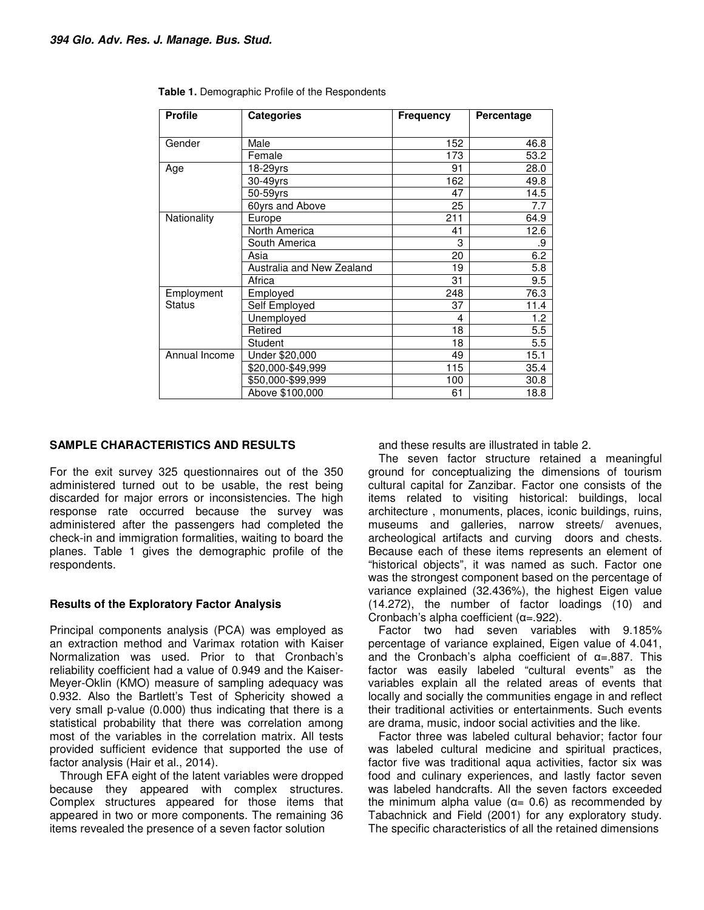**Table 1.** Demographic Profile of the Respondents

| Profile | Categories | Frequency | Percentage |
|---|---|---|---|
| Gender | Male | 152 | 46.8 |
| | Female | 173 | 53.2 |
| Age | 18-29yrs | 91 | 28.0 |
| | 30-49yrs | 162 | 49.8 |
| | 50-59yrs | 47 | 14.5 |
| | 60yrs and Above | 25 | 7.7 |
| Nationality | Europe | 211 | 64.9 |
| | North America | 41 | 12.6 |
| | South America | 3 | .9 |
| | Asia | 20 | 6.2 |
| | Australia and New Zealand | 19 | 5.8 |
| | Africa | 31 | 9.5 |
| Employment Status | Employed | 248 | 76.3 |
| | Self Employed | 37 | 11.4 |
| | Unemployed | 4 | 1.2 |
| | Retired | 18 | 5.5 |
| | Student | 18 | 5.5 |
| Annual Income | Under $20,000 | 49 | 15.1 |
| | $20,000-$49,999 | 115 | 35.4 |
| | $50,000-$99,999 | 100 | 30.8 |
| | Above $100,000 | 61 | 18.8 |

## SAMPLE CHARACTERISTICS AND RESULTS

For the exit survey 325 questionnaires out of the 350 administered turned out to be usable, the rest being discarded for major errors or inconsistencies. The high response rate occurred because the survey was administered after the passengers had completed the check-in and immigration formalities, waiting to board the planes. Table 1 gives the demographic profile of the respondents.

### Results of the Exploratory Factor Analysis

Principal components analysis (PCA) was employed as an extraction method and Varimax rotation with Kaiser Normalization was used. Prior to that Cronbach's reliability coefficient had a value of 0.949 and the Kaiser-Meyer-Oklin (KMO) measure of sampling adequacy was 0.932. Also the Bartlett's Test of Sphericity showed a very small p-value (0.000) thus indicating that there is a statistical probability that there was correlation among most of the variables in the correlation matrix. All tests provided sufficient evidence that supported the use of factor analysis (Hair et al., 2014).

Through EFA eight of the latent variables were dropped because they appeared with complex structures. Complex structures appeared for those items that appeared in two or more components. The remaining 36 items revealed the presence of a seven factor solution and these results are illustrated in table 2.

The seven factor structure retained a meaningful ground for conceptualizing the dimensions of tourism cultural capital for Zanzibar. Factor one consists of the items related to visiting historical: buildings, local architecture , monuments, places, iconic buildings, ruins, museums and galleries, narrow streets/ avenues, archeological artifacts and curving doors and chests. Because each of these items represents an element of "historical objects", it was named as such. Factor one was the strongest component based on the percentage of variance explained (32.436%), the highest Eigen value (14.272), the number of factor loadings (10) and Cronbach's alpha coefficient (α=.922).

Factor two had seven variables with 9.185% percentage of variance explained, Eigen value of 4.041, and the Cronbach's alpha coefficient of α=.887. This factor was easily labeled "cultural events" as the variables explain all the related areas of events that locally and socially the communities engage in and reflect their traditional activities or entertainments. Such events are drama, music, indoor social activities and the like.

Factor three was labeled cultural behavior; factor four was labeled cultural medicine and spiritual practices, factor five was traditional aqua activities, factor six was food and culinary experiences, and lastly factor seven was labeled handcrafts. All the seven factors exceeded the minimum alpha value (α= 0.6) as recommended by Tabachnick and Field (2001) for any exploratory study. The specific characteristics of all the retained dimensions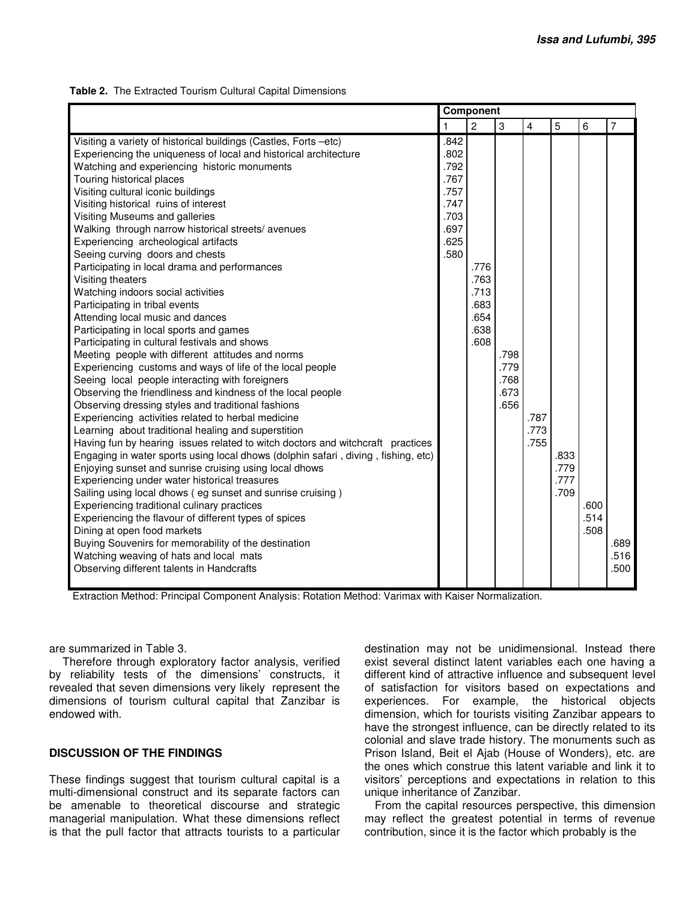**Table 2.** The Extracted Tourism Cultural Capital Dimensions

| | Component | | | | | | |
|---|---|---|---|---|---|---|---|
| | 1 | 2 | 3 | 4 | 5 | 6 | 7 |
| Visiting a variety of historical buildings (Castles, Forts –etc) | .842 | | | | | | |
| Experiencing the uniqueness of local and historical architecture | .802 | | | | | | |
| Watching and experiencing historic monuments | .792 | | | | | | |
| Touring historical places | .767 | | | | | | |
| Visiting cultural iconic buildings | .757 | | | | | | |
| Visiting historical ruins of interest | .747 | | | | | | |
| Visiting Museums and galleries | .703 | | | | | | |
| Walking through narrow historical streets/ avenues | .697 | | | | | | |
| Experiencing archeological artifacts | .625 | | | | | | |
| Seeing curving doors and chests | .580 | | | | | | |
| Participating in local drama and performances | | .776 | | | | | |
| Visiting theaters | | .763 | | | | | |
| Watching indoors social activities | | .713 | | | | | |
| Participating in tribal events | | .683 | | | | | |
| Attending local music and dances | | .654 | | | | | |
| Participating in local sports and games | | .638 | | | | | |
| Participating in cultural festivals and shows | | .608 | | | | | |
| Meeting people with different attitudes and norms | | | .798 | | | | |
| Experiencing customs and ways of life of the local people | | | .779 | | | | |
| Seeing local people interacting with foreigners | | | .768 | | | | |
| Observing the friendliness and kindness of the local people | | | .673 | | | | |
| Observing dressing styles and traditional fashions | | | .656 | | | | |
| Experiencing activities related to herbal medicine | | | | .787 | | | |
| Learning about traditional healing and superstition | | | | .773 | | | |
| Having fun by hearing issues related to witch doctors and witchcraft practices | | | | .755 | | | |
| Engaging in water sports using local dhows (dolphin safari , diving , fishing, etc) | | | | | .833 | | |
| Enjoying sunset and sunrise cruising using local dhows | | | | | .779 | | |
| Experiencing under water historical treasures | | | | | .777 | | |
| Sailing using local dhows ( eg sunset and sunrise cruising ) | | | | | .709 | | |
| Experiencing traditional culinary practices | | | | | | .600 | |
| Experiencing the flavour of different types of spices | | | | | | .514 | |
| Dining at open food markets | | | | | | .508 | |
| Buying Souvenirs for memorability of the destination | | | | | | | .689 |
| Watching weaving of hats and local mats | | | | | | | .516 |
| Observing different talents in Handcrafts | | | | | | | .500 |

Extraction Method: Principal Component Analysis: Rotation Method: Varimax with Kaiser Normalization.

are summarized in Table 3.

Therefore through exploratory factor analysis, verified by reliability tests of the dimensions' constructs, it revealed that seven dimensions very likely represent the dimensions of tourism cultural capital that Zanzibar is endowed with.

## DISCUSSION OF THE FINDINGS

These findings suggest that tourism cultural capital is a multi-dimensional construct and its separate factors can be amenable to theoretical discourse and strategic managerial manipulation. What these dimensions reflect is that the pull factor that attracts tourists to a particular destination may not be unidimensional. Instead there exist several distinct latent variables each one having a different kind of attractive influence and subsequent level of satisfaction for visitors based on expectations and experiences. For example, the historical objects dimension, which for tourists visiting Zanzibar appears to have the strongest influence, can be directly related to its colonial and slave trade history. The monuments such as Prison Island, Beit el Ajab (House of Wonders), etc. are the ones which construe this latent variable and link it to visitors' perceptions and expectations in relation to this unique inheritance of Zanzibar.

From the capital resources perspective, this dimension may reflect the greatest potential in terms of revenue contribution, since it is the factor which probably is the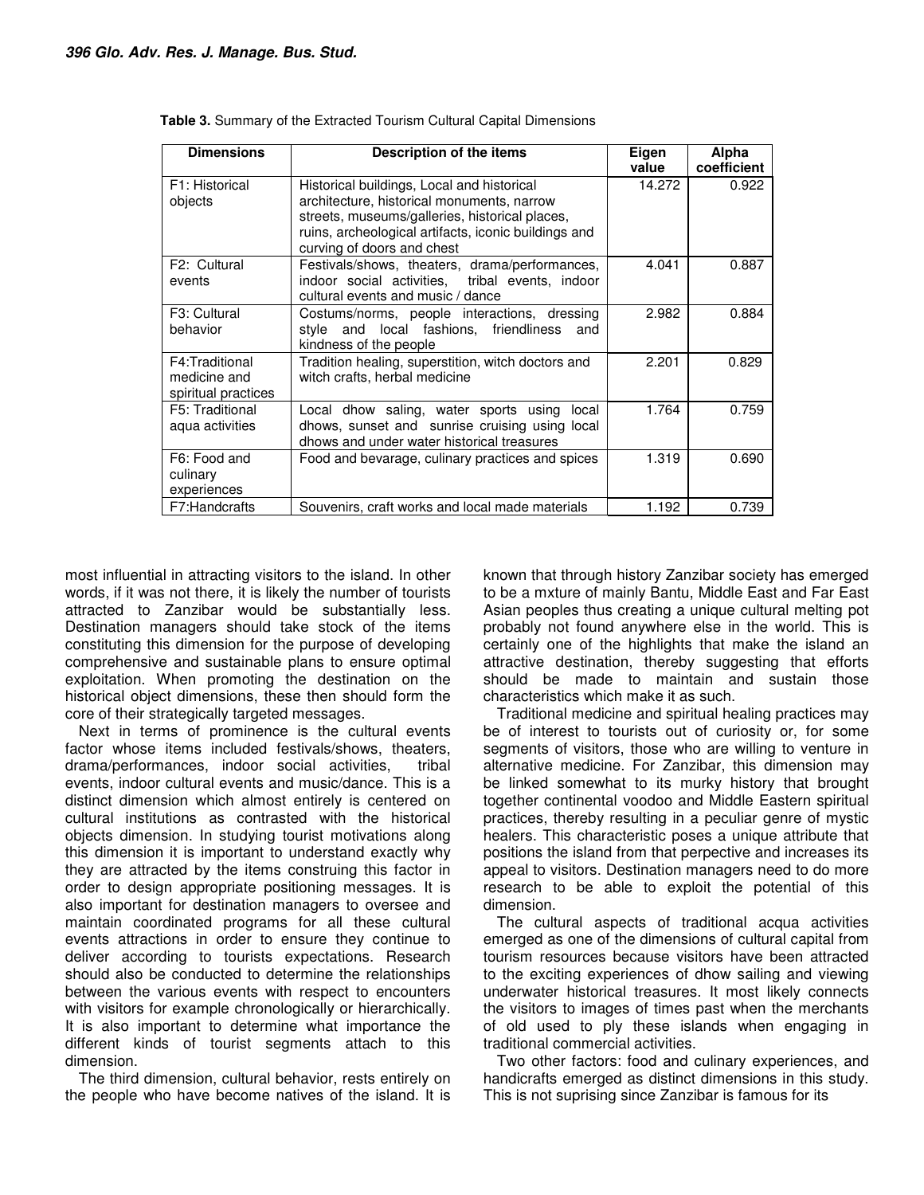**Table 3.** Summary of the Extracted Tourism Cultural Capital Dimensions

| Dimensions | Description of the items | Eigen value | Alpha coefficient |
| --- | --- | --- | --- |
| F1: Historical objects | Historical buildings, Local and historical architecture, historical monuments, narrow streets, museums/galleries, historical places, ruins, archeological artifacts, iconic buildings and curving of doors and chest | 14.272 | 0.922 |
| F2: Cultural events | Festivals/shows, theaters, drama/performances, indoor social activities, tribal events, indoor cultural events and music / dance | 4.041 | 0.887 |
| F3: Cultural behavior | Costums/norms, people interactions, dressing style and local fashions, friendliness and kindness of the people | 2.982 | 0.884 |
| F4:Traditional medicine and spiritual practices | Tradition healing, superstition, witch doctors and witch crafts, herbal medicine | 2.201 | 0.829 |
| F5: Traditional aqua activities | Local dhow saling, water sports using local dhows, sunset and sunrise cruising using local dhows and under water historical treasures | 1.764 | 0.759 |
| F6: Food and culinary experiences | Food and bevarage, culinary practices and spices | 1.319 | 0.690 |
| F7:Handcrafts | Souvenirs, craft works and local made materials | 1.192 | 0.739 |

most influential in attracting visitors to the island. In other words, if it was not there, it is likely the number of tourists attracted to Zanzibar would be substantially less. Destination managers should take stock of the items constituting this dimension for the purpose of developing comprehensive and sustainable plans to ensure optimal exploitation. When promoting the destination on the historical object dimensions, these then should form the core of their strategically targeted messages.

Next in terms of prominence is the cultural events factor whose items included festivals/shows, theaters, drama/performances, indoor social activities, tribal events, indoor cultural events and music/dance. This is a distinct dimension which almost entirely is centered on cultural institutions as contrasted with the historical objects dimension. In studying tourist motivations along this dimension it is important to understand exactly why they are attracted by the items construing this factor in order to design appropriate positioning messages. It is also important for destination managers to oversee and maintain coordinated programs for all these cultural events attractions in order to ensure they continue to deliver according to tourists expectations. Research should also be conducted to determine the relationships between the various events with respect to encounters with visitors for example chronologically or hierarchically. It is also important to determine what importance the different kinds of tourist segments attach to this dimension.

The third dimension, cultural behavior, rests entirely on the people who have become natives of the island. It is known that through history Zanzibar society has emerged to be a mxture of mainly Bantu, Middle East and Far East Asian peoples thus creating a unique cultural melting pot probably not found anywhere else in the world. This is certainly one of the highlights that make the island an attractive destination, thereby suggesting that efforts should be made to maintain and sustain those characteristics which make it as such.

Traditional medicine and spiritual healing practices may be of interest to tourists out of curiosity or, for some segments of visitors, those who are willing to venture in alternative medicine. For Zanzibar, this dimension may be linked somewhat to its murky history that brought together continental voodoo and Middle Eastern spiritual practices, thereby resulting in a peculiar genre of mystic healers. This characteristic poses a unique attribute that positions the island from that perpective and increases its appeal to visitors. Destination managers need to do more research to be able to exploit the potential of this dimension.

The cultural aspects of traditional acqua activities emerged as one of the dimensions of cultural capital from tourism resources because visitors have been attracted to the exciting experiences of dhow sailing and viewing underwater historical treasures. It most likely connects the visitors to images of times past when the merchants of old used to ply these islands when engaging in traditional commercial activities.

Two other factors: food and culinary experiences, and handicrafts emerged as distinct dimensions in this study. This is not suprising since Zanzibar is famous for its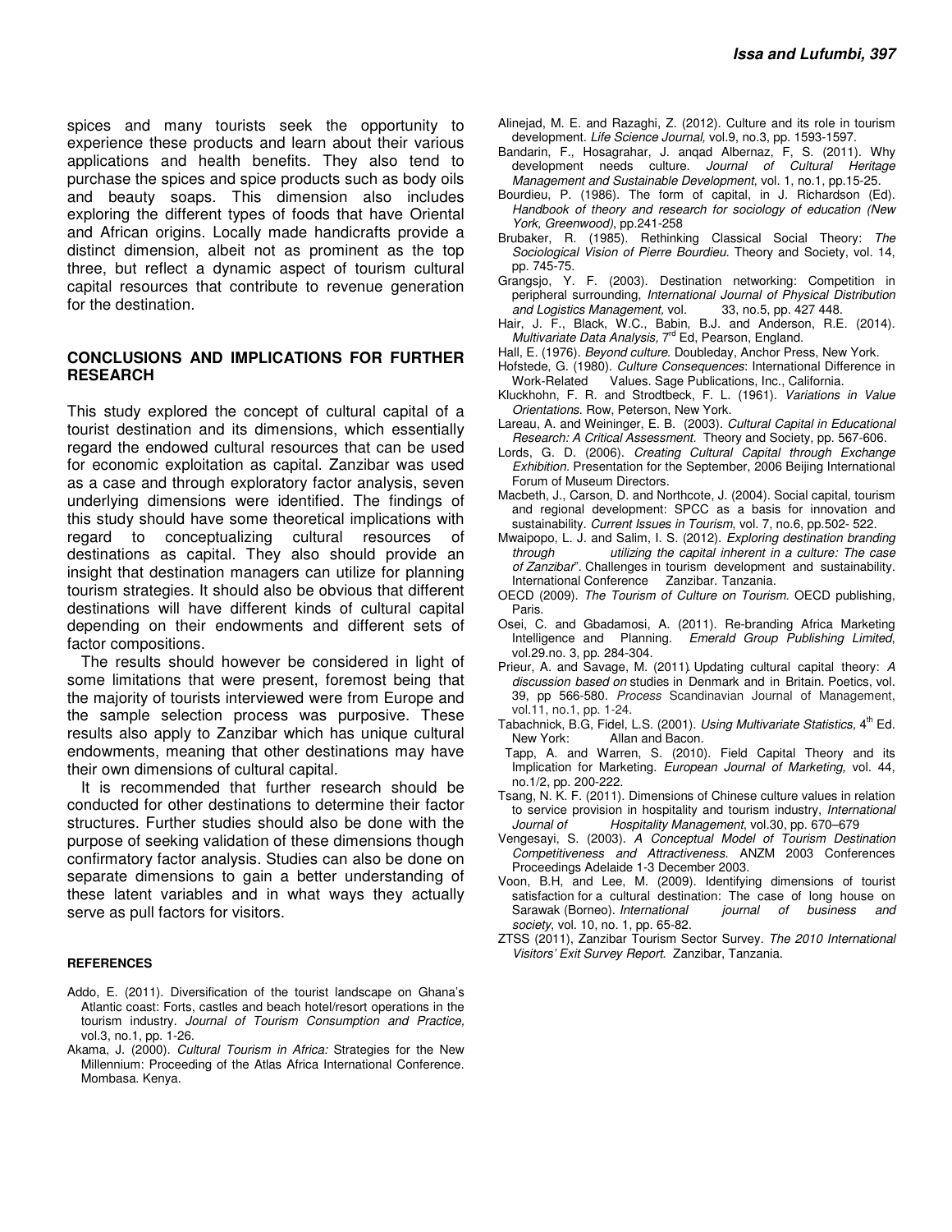spices and many tourists seek the opportunity to experience these products and learn about their various applications and health benefits. They also tend to purchase the spices and spice products such as body oils and beauty soaps. This dimension also includes exploring the different types of foods that have Oriental and African origins. Locally made handicrafts provide a distinct dimension, albeit not as prominent as the top three, but reflect a dynamic aspect of tourism cultural capital resources that contribute to revenue generation for the destination.

## CONCLUSIONS AND IMPLICATIONS FOR FURTHER RESEARCH

This study explored the concept of cultural capital of a tourist destination and its dimensions, which essentially regard the endowed cultural resources that can be used for economic exploitation as capital. Zanzibar was used as a case and through exploratory factor analysis, seven underlying dimensions were identified. The findings of this study should have some theoretical implications with regard to conceptualizing cultural resources of destinations as capital. They also should provide an insight that destination managers can utilize for planning tourism strategies. It should also be obvious that different destinations will have different kinds of cultural capital depending on their endowments and different sets of factor compositions.

The results should however be considered in light of some limitations that were present, foremost being that the majority of tourists interviewed were from Europe and the sample selection process was purposive. These results also apply to Zanzibar which has unique cultural endowments, meaning that other destinations may have their own dimensions of cultural capital.

It is recommended that further research should be conducted for other destinations to determine their factor structures. Further studies should also be done with the purpose of seeking validation of these dimensions though confirmatory factor analysis. Studies can also be done on separate dimensions to gain a better understanding of these latent variables and in what ways they actually serve as pull factors for visitors.

### REFERENCES

Addo, E. (2011). Diversification of the tourist landscape on Ghana's Atlantic coast: Forts, castles and beach hotel/resort operations in the tourism industry. *Journal of Tourism Consumption and Practice,* vol.3, no.1, pp. 1-26.

Akama, J. (2000). *Cultural Tourism in Africa:* Strategies for the New Millennium: Proceeding of the Atlas Africa International Conference. Mombasa. Kenya.

Alinejad, M. E. and Razaghi, Z. (2012). Culture and its role in tourism development. *Life Science Journal,* vol.9, no.3, pp. 1593-1597.

Bandarin, F., Hosagrahar, J. anqad Albernaz, F, S. (2011). Why development needs culture. *Journal of Cultural Heritage Management and Sustainable Development*, vol. 1, no.1, pp.15-25.

Bourdieu, P. (1986). The form of capital, in J. Richardson (Ed). *Handbook of theory and research for sociology of education (New York, Greenwood)*, pp.241-258

Brubaker, R. (1985). Rethinking Classical Social Theory: *The Sociological Vision of Pierre Bourdieu*. Theory and Society, vol. 14, pp. 745-75.

Grangsjo, Y. F. (2003). Destination networking: Competition in peripheral surrounding, *International Journal of Physical Distribution and Logistics Management,* vol. 33, no.5, pp. 427 448.

Hair, J. F., Black, W.C., Babin, B.J. and Anderson, R.E. (2014). *Multivariate Data Analysis*, 7rd Ed, Pearson, England.

Hall, E. (1976). *Beyond culture*. Doubleday, Anchor Press, New York.

Hofstede, G. (1980). *Culture Consequences*: International Difference in Work-Related Values. Sage Publications, Inc., California.

Kluckhohn, F. R. and Strodtbeck, F. L. (1961). *Variations in Value Orientations*. Row, Peterson, New York.

Lareau, A. and Weininger, E. B. (2003). *Cultural Capital in Educational Research: A Critical Assessment.* Theory and Society, pp. 567-606.

Lords, G. D. (2006). *Creating Cultural Capital through Exchange Exhibition*. Presentation for the September, 2006 Beijing International Forum of Museum Directors.

Macbeth, J., Carson, D. and Northcote, J. (2004). Social capital, tourism and regional development: SPCC as a basis for innovation and sustainability. *Current Issues in Tourism*, vol. 7, no.6, pp.502- 522.

Mwaipopo, L. J. and Salim, I. S. (2012). *Exploring destination branding through utilizing the capital inherent in a culture: The case of Zanzibar*". Challenges in tourism development and sustainability. International Conference Zanzibar. Tanzania.

OECD (2009). *The Tourism of Culture on Tourism.* OECD publishing, Paris.

Osei, C. and Gbadamosi, A. (2011). Re-branding Africa Marketing Intelligence and Planning. *Emerald Group Publishing Limited*, vol.29.no. 3, pp. 284-304.

Prieur, A. and Savage, M. (2011). Updating cultural capital theory: *A discussion based on* studies in Denmark and in Britain. Poetics, vol. 39, pp 566-580. *Process* Scandinavian Journal of Management, vol.11, no.1, pp. 1-24.

Tabachnick, B.G, Fidel, L.S. (2001). *Using Multivariate Statistics,* 4th Ed. New York: Allan and Bacon.

Tapp, A. and Warren, S. (2010). Field Capital Theory and its Implication for Marketing. *European Journal of Marketing,* vol. 44, no.1/2, pp. 200-222.

Tsang, N. K. F. (2011). Dimensions of Chinese culture values in relation to service provision in hospitality and tourism industry, *International Journal of Hospitality Management*, vol.30, pp. 670–679

Vengesayi, S. (2003). *A Conceptual Model of Tourism Destination Competitiveness and Attractiveness.* ANZM 2003 Conferences Proceedings Adelaide 1-3 December 2003.

Voon, B.H, and Lee, M. (2009). Identifying dimensions of tourist satisfaction for a cultural destination: The case of long house on Sarawak (Borneo). *International journal of business and society*, vol. 10, no. 1, pp. 65-82.

ZTSS (2011), Zanzibar Tourism Sector Survey. *The 2010 International Visitors' Exit Survey Report.* Zanzibar, Tanzania.